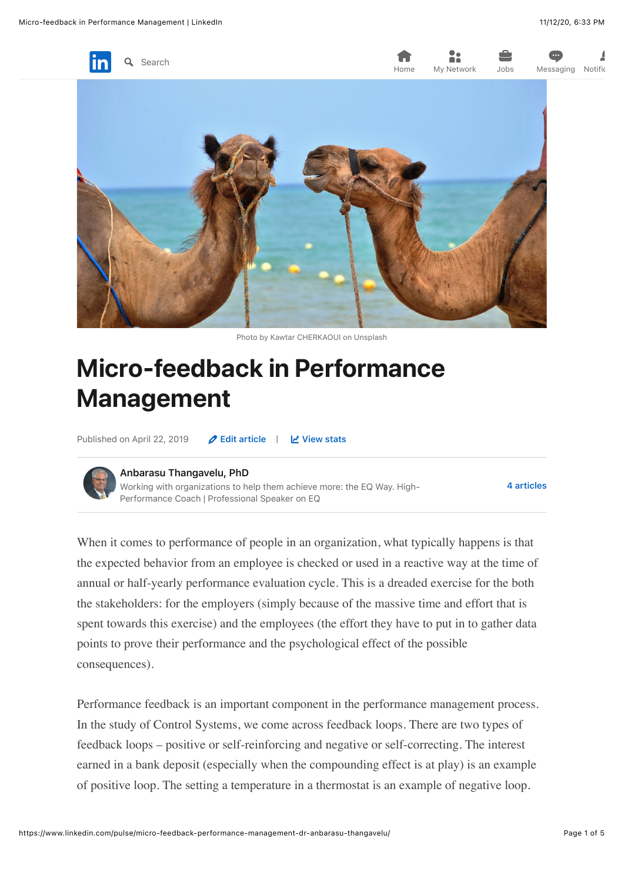Photo by Kawtar CHERKAOUI on Unsplash

# Micro-feedback in Performance Management

Published on April 22, 2019

**Anbarasu Thangavelu, PhD**
Working with organizations to help them achieve more: the EQ Way. High-Performance Coach | Professional Speaker on EQ

4 articles

When it comes to performance of people in an organization, what typically happens is that the expected behavior from an employee is checked or used in a reactive way at the time of annual or half-yearly performance evaluation cycle. This is a dreaded exercise for the both the stakeholders: for the employers (simply because of the massive time and effort that is spent towards this exercise) and the employees (the effort they have to put in to gather data points to prove their performance and the psychological effect of the possible consequences).

Performance feedback is an important component in the performance management process. In the study of Control Systems, we come across feedback loops. There are two types of feedback loops – positive or self-reinforcing and negative or self-correcting. The interest earned in a bank deposit (especially when the compounding effect is at play) is an example of positive loop. The setting a temperature in a thermostat is an example of negative loop.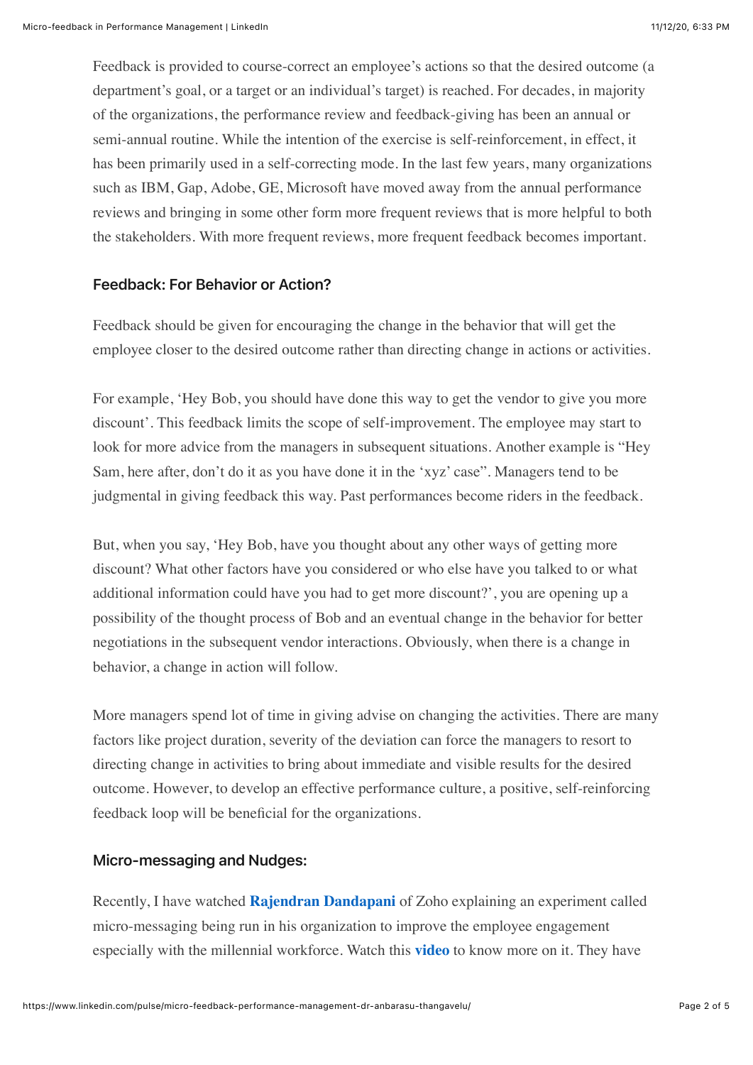Feedback is provided to course-correct an employee's actions so that the desired outcome (a department's goal, or a target or an individual's target) is reached. For decades, in majority of the organizations, the performance review and feedback-giving has been an annual or semi-annual routine. While the intention of the exercise is self-reinforcement, in effect, it has been primarily used in a self-correcting mode. In the last few years, many organizations such as IBM, Gap, Adobe, GE, Microsoft have moved away from the annual performance reviews and bringing in some other form more frequent reviews that is more helpful to both the stakeholders. With more frequent reviews, more frequent feedback becomes important.

### Feedback: For Behavior or Action?

Feedback should be given for encouraging the change in the behavior that will get the employee closer to the desired outcome rather than directing change in actions or activities.

For example, 'Hey Bob, you should have done this way to get the vendor to give you more discount'. This feedback limits the scope of self-improvement. The employee may start to look for more advice from the managers in subsequent situations. Another example is "Hey Sam, here after, don't do it as you have done it in the 'xyz' case". Managers tend to be judgmental in giving feedback this way. Past performances become riders in the feedback.

But, when you say, 'Hey Bob, have you thought about any other ways of getting more discount? What other factors have you considered or who else have you talked to or what additional information could have you had to get more discount?', you are opening up a possibility of the thought process of Bob and an eventual change in the behavior for better negotiations in the subsequent vendor interactions. Obviously, when there is a change in behavior, a change in action will follow.

More managers spend lot of time in giving advise on changing the activities. There are many factors like project duration, severity of the deviation can force the managers to resort to directing change in activities to bring about immediate and visible results for the desired outcome. However, to develop an effective performance culture, a positive, self-reinforcing feedback loop will be beneficial for the organizations.

### Micro-messaging and Nudges:

Recently, I have watched **Rajendran Dandapani** of Zoho explaining an experiment called micro-messaging being run in his organization to improve the employee engagement especially with the millennial workforce. Watch this **video** to know more on it. They have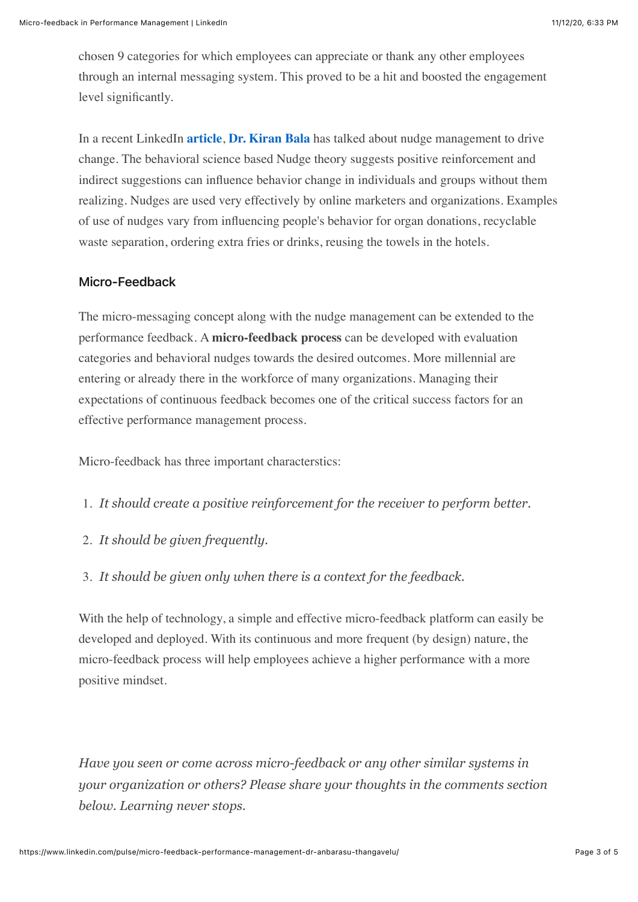chosen 9 categories for which employees can appreciate or thank any other employees through an internal messaging system. This proved to be a hit and boosted the engagement level significantly.

In a recent LinkedIn **article**, **Dr. Kiran Bala** has talked about nudge management to drive change. The behavioral science based Nudge theory suggests positive reinforcement and indirect suggestions can influence behavior change in individuals and groups without them realizing. Nudges are used very effectively by online marketers and organizations. Examples of use of nudges vary from influencing people's behavior for organ donations, recyclable waste separation, ordering extra fries or drinks, reusing the towels in the hotels.

### Micro-Feedback

The micro-messaging concept along with the nudge management can be extended to the performance feedback. A **micro-feedback process** can be developed with evaluation categories and behavioral nudges towards the desired outcomes. More millennial are entering or already there in the workforce of many organizations. Managing their expectations of continuous feedback becomes one of the critical success factors for an effective performance management process.

Micro-feedback has three important characterstics:

1. *It should create a positive reinforcement for the receiver to perform better.*
2. *It should be given frequently.*
3. *It should be given only when there is a context for the feedback.*

With the help of technology, a simple and effective micro-feedback platform can easily be developed and deployed. With its continuous and more frequent (by design) nature, the micro-feedback process will help employees achieve a higher performance with a more positive mindset.

*Have you seen or come across micro-feedback or any other similar systems in your organization or others? Please share your thoughts in the comments section below. Learning never stops.*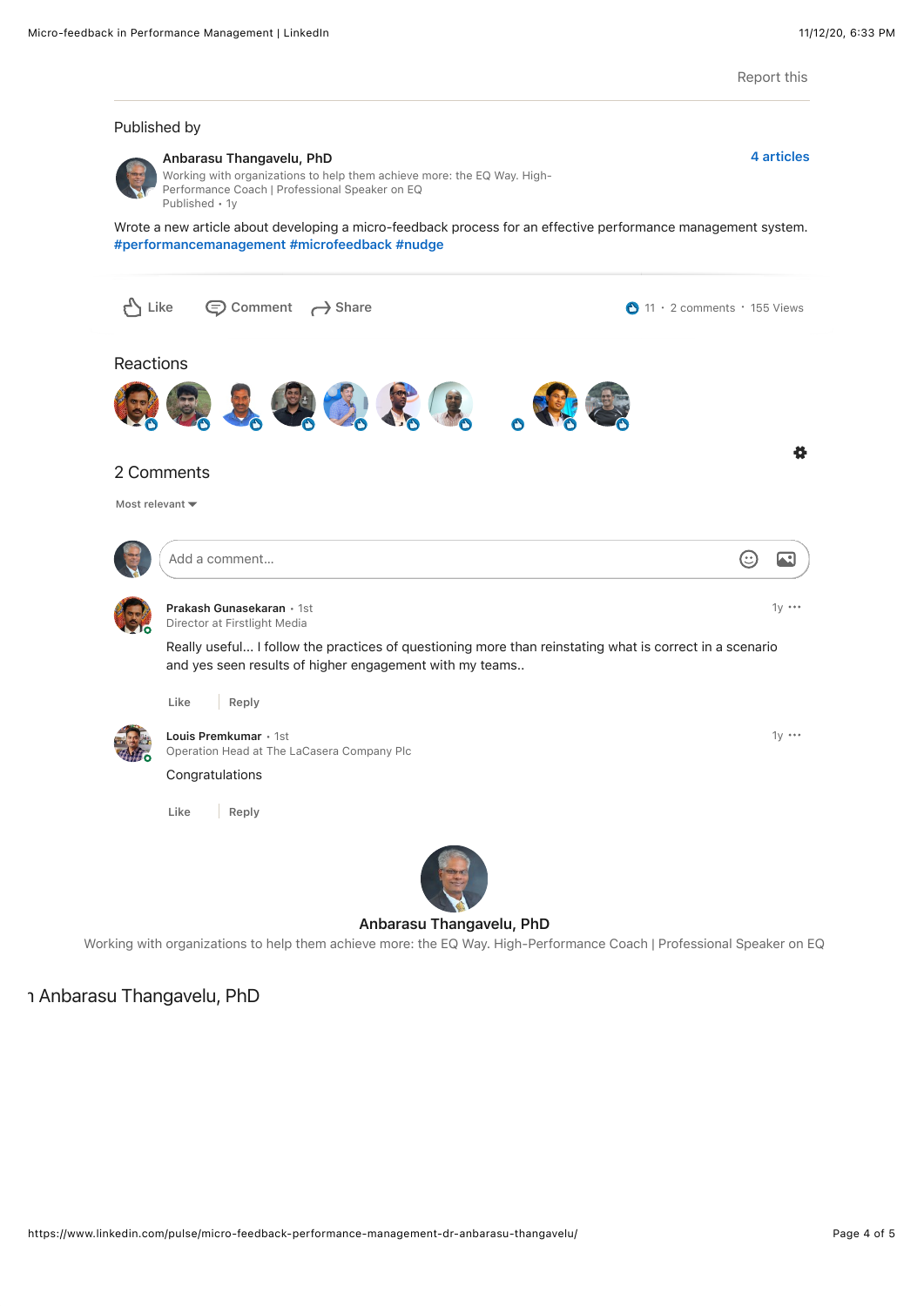Report this

Published by

**Anbarasu Thangavelu, PhD**
Working with organizations to help them achieve more: the EQ Way. High-Performance Coach | Professional Speaker on EQ
Published • 1y

**4 articles**

Wrote a new article about developing a micro-feedback process for an effective performance management system. #performancemanagement #microfeedback #nudge

Like Comment Share

11 • 2 comments • 155 Views

## Reactions

## 2 Comments

Most relevant

Add a comment…

**Prakash Gunasekaran** • 1st
Director at Firstlight Media
1y

Really useful... I follow the practices of questioning more than reinstating what is correct in a scenario and yes seen results of higher engagement with my teams..

Like | Reply

**Louis Premkumar** • 1st
Operation Head at The LaCasera Company Plc
1y

Congratulations

Like | Reply

**Anbarasu Thangavelu, PhD**

Working with organizations to help them achieve more: the EQ Way. High-Performance Coach | Professional Speaker on EQ

ı Anbarasu Thangavelu, PhD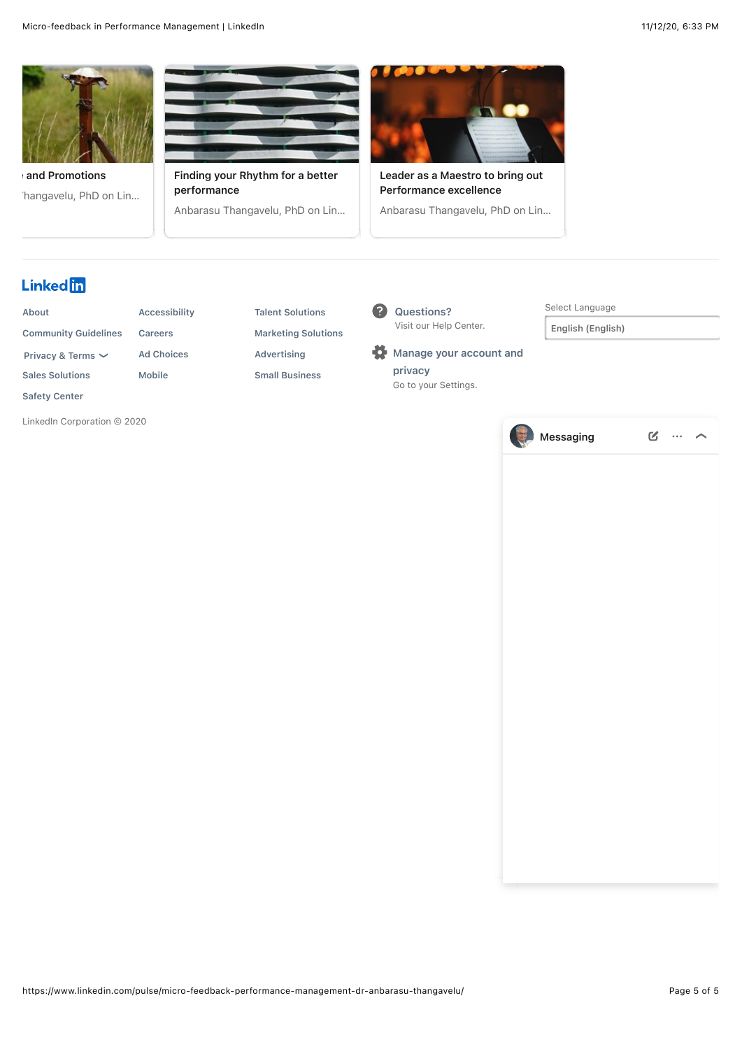and Promotions

hangavelu, PhD on Lin...

Finding your Rhythm for a better performance

Anbarasu Thangavelu, PhD on Lin...

Leader as a Maestro to bring out Performance excellence

Anbarasu Thangavelu, PhD on Lin...

LinkedIn

About

Community Guidelines

Privacy & Terms

Sales Solutions

Safety Center

Accessibility

Careers

Ad Choices

Mobile

Talent Solutions

Marketing Solutions

Advertising

Small Business

Questions?
Visit our Help Center.

Manage your account and privacy
Go to your Settings.

Select Language

English (English)

LinkedIn Corporation © 2020

Messaging